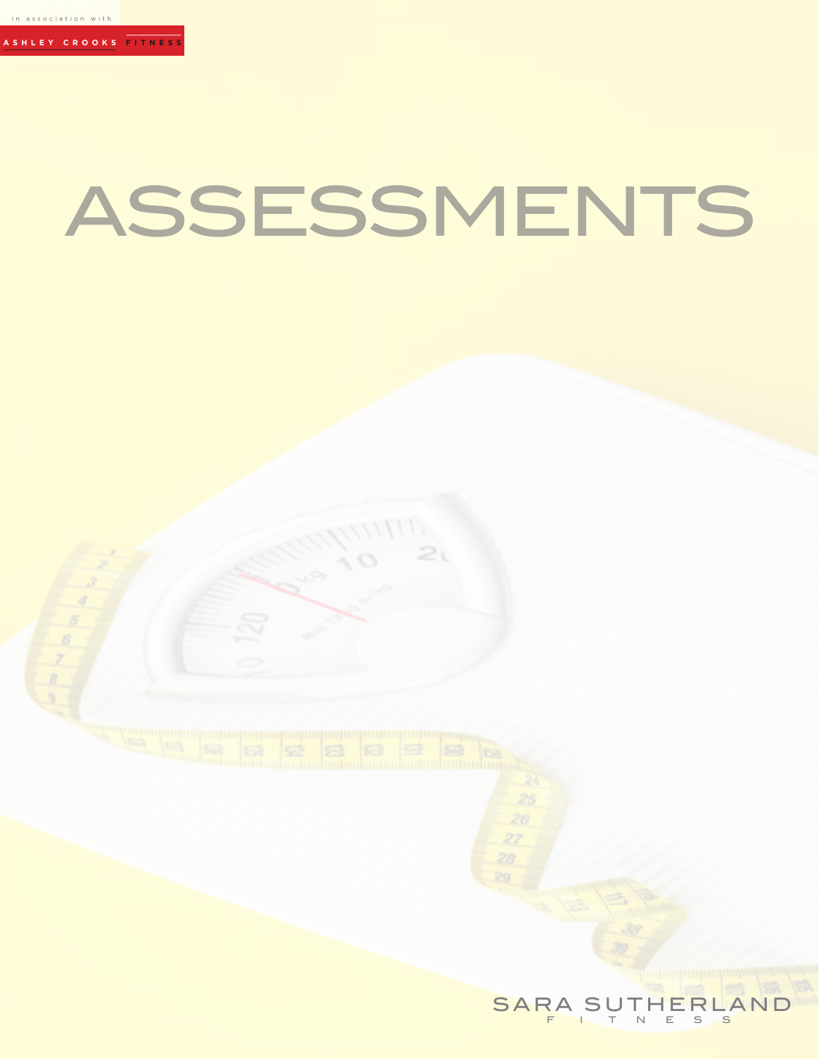in association with

ASHLEY CROOKS FITNESS

# ASSESSMENTS

SARA SUTHERLAND
FITNESS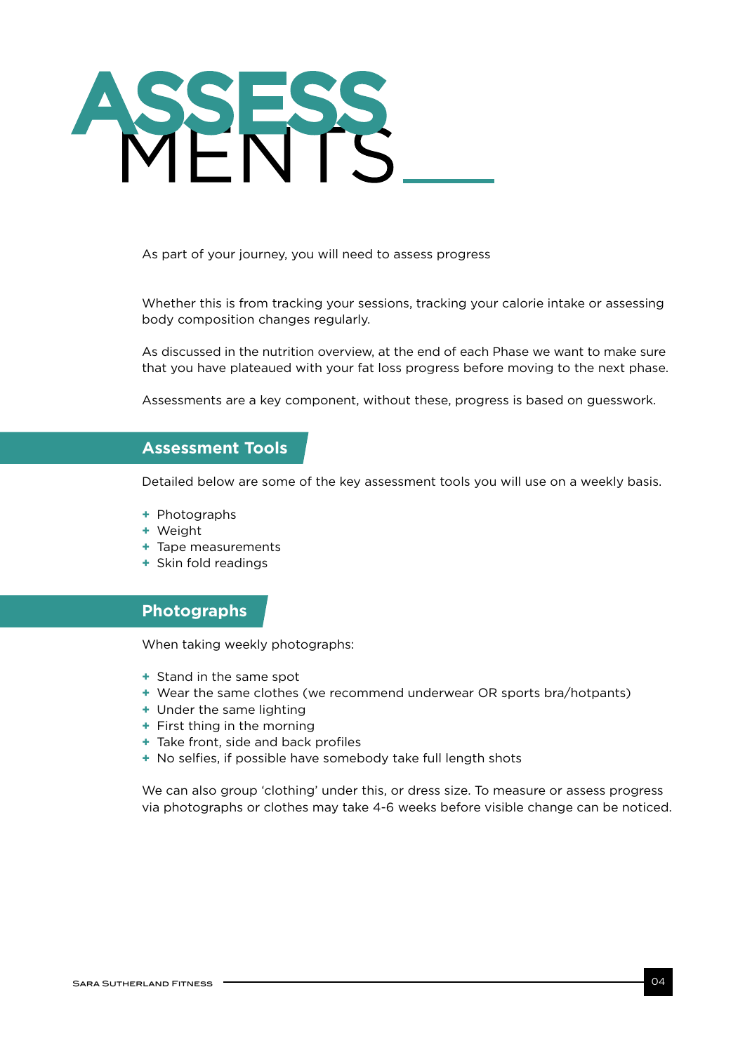# ASSESSMENTS

As part of your journey, you will need to assess progress

Whether this is from tracking your sessions, tracking your calorie intake or assessing body composition changes regularly.

As discussed in the nutrition overview, at the end of each Phase we want to make sure that you have plateaued with your fat loss progress before moving to the next phase.

Assessments are a key component, without these, progress is based on guesswork.

## Assessment Tools

Detailed below are some of the key assessment tools you will use on a weekly basis.

+ Photographs
+ Weight
+ Tape measurements
+ Skin fold readings

## Photographs

When taking weekly photographs:

+ Stand in the same spot
+ Wear the same clothes (we recommend underwear OR sports bra/hotpants)
+ Under the same lighting
+ First thing in the morning
+ Take front, side and back profiles
+ No selfies, if possible have somebody take full length shots

We can also group 'clothing' under this, or dress size. To measure or assess progress via photographs or clothes may take 4-6 weeks before visible change can be noticed.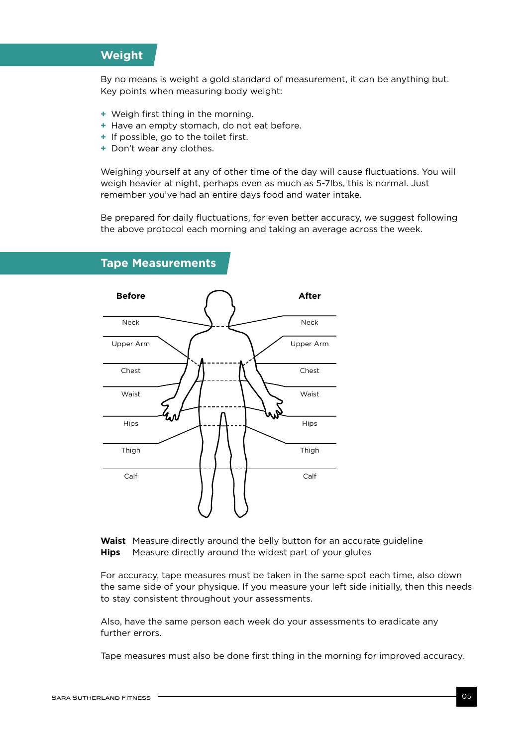## Weight

By no means is weight a gold standard of measurement, it can be anything but. Key points when measuring body weight:

- Weigh first thing in the morning.
- Have an empty stomach, do not eat before.
- If possible, go to the toilet first.
- Don't wear any clothes.

Weighing yourself at any of other time of the day will cause fluctuations. You will weigh heavier at night, perhaps even as much as 5-7lbs, this is normal. Just remember you've had an entire days food and water intake.

Be prepared for daily fluctuations, for even better accuracy, we suggest following the above protocol each morning and taking an average across the week.

## Tape Measurements

| Before | After |
| --- | --- |
| Neck | Neck |
| Upper Arm | Upper Arm |
| Chest | Chest |
| Waist | Waist |
| Hips | Hips |
| Thigh | Thigh |
| Calf | Calf |

**Waist** Measure directly around the belly button for an accurate guideline
**Hips** Measure directly around the widest part of your glutes

For accuracy, tape measures must be taken in the same spot each time, also down the same side of your physique. If you measure your left side initially, then this needs to stay consistent throughout your assessments.

Also, have the same person each week do your assessments to eradicate any further errors.

Tape measures must also be done first thing in the morning for improved accuracy.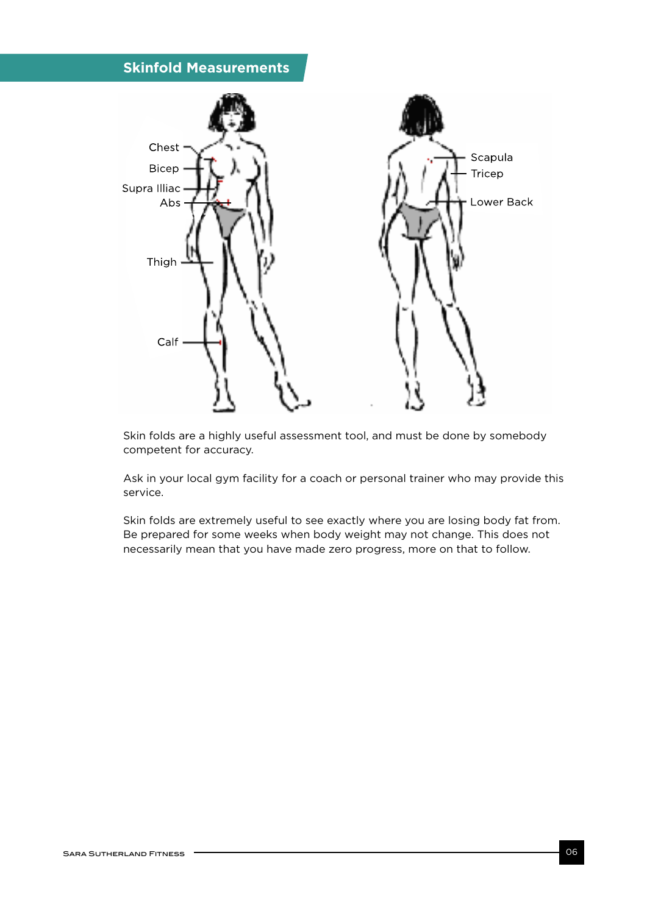## Skinfold Measurements

Chest
Bicep
Supra Illiac
Abs
Thigh
Calf

Scapula
Tricep
Lower Back

Skin folds are a highly useful assessment tool, and must be done by somebody competent for accuracy.

Ask in your local gym facility for a coach or personal trainer who may provide this service.

Skin folds are extremely useful to see exactly where you are losing body fat from. Be prepared for some weeks when body weight may not change. This does not necessarily mean that you have made zero progress, more on that to follow.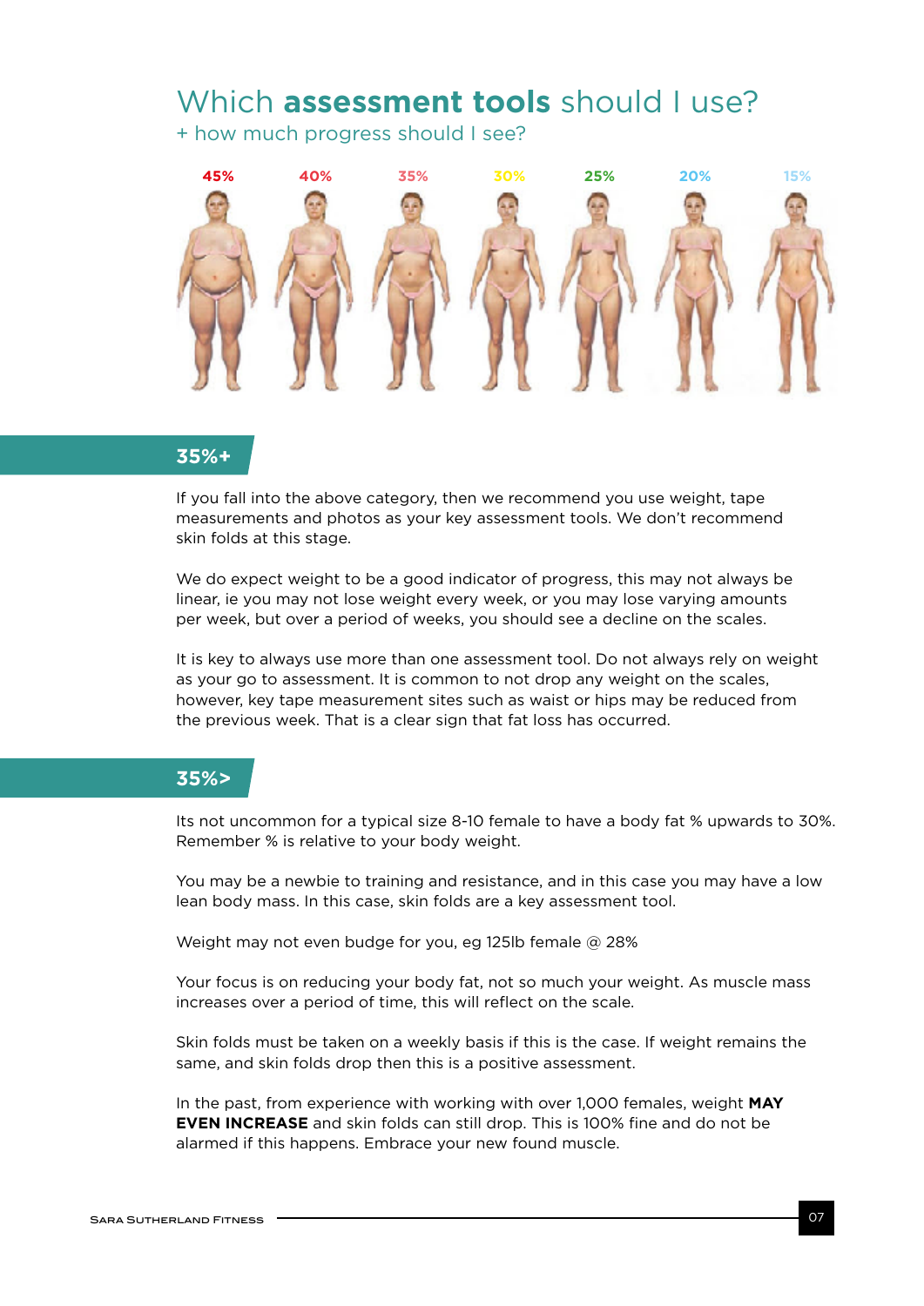# Which **assessment tools** should I use?

+ how much progress should I see?

45% 40% 35% 30% 25% 20% 15%

## 35%+

If you fall into the above category, then we recommend you use weight, tape measurements and photos as your key assessment tools. We don't recommend skin folds at this stage.

We do expect weight to be a good indicator of progress, this may not always be linear, ie you may not lose weight every week, or you may lose varying amounts per week, but over a period of weeks, you should see a decline on the scales.

It is key to always use more than one assessment tool. Do not always rely on weight as your go to assessment. It is common to not drop any weight on the scales, however, key tape measurement sites such as waist or hips may be reduced from the previous week. That is a clear sign that fat loss has occurred.

## 35%>

Its not uncommon for a typical size 8-10 female to have a body fat % upwards to 30%. Remember % is relative to your body weight.

You may be a newbie to training and resistance, and in this case you may have a low lean body mass. In this case, skin folds are a key assessment tool.

Weight may not even budge for you, eg 125lb female @ 28%

Your focus is on reducing your body fat, not so much your weight. As muscle mass increases over a period of time, this will reflect on the scale.

Skin folds must be taken on a weekly basis if this is the case. If weight remains the same, and skin folds drop then this is a positive assessment.

In the past, from experience with working with over 1,000 females, weight **MAY EVEN INCREASE** and skin folds can still drop. This is 100% fine and do not be alarmed if this happens. Embrace your new found muscle.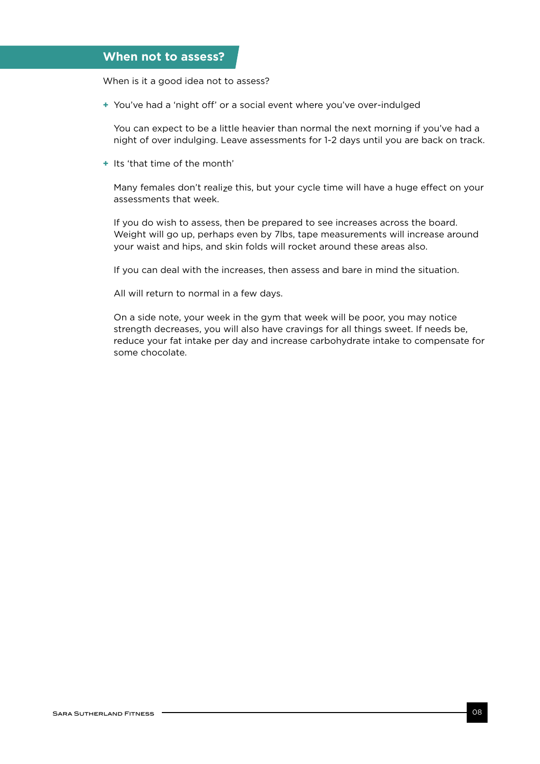## When not to assess?

When is it a good idea not to assess?

- You've had a 'night off' or a social event where you've over-indulged

  You can expect to be a little heavier than normal the next morning if you've had a night of over indulging. Leave assessments for 1-2 days until you are back on track.

- Its 'that time of the month'

  Many females don't realize this, but your cycle time will have a huge effect on your assessments that week.

  If you do wish to assess, then be prepared to see increases across the board. Weight will go up, perhaps even by 7lbs, tape measurements will increase around your waist and hips, and skin folds will rocket around these areas also.

  If you can deal with the increases, then assess and bare in mind the situation.

  All will return to normal in a few days.

  On a side note, your week in the gym that week will be poor, you may notice strength decreases, you will also have cravings for all things sweet. If needs be, reduce your fat intake per day and increase carbohydrate intake to compensate for some chocolate.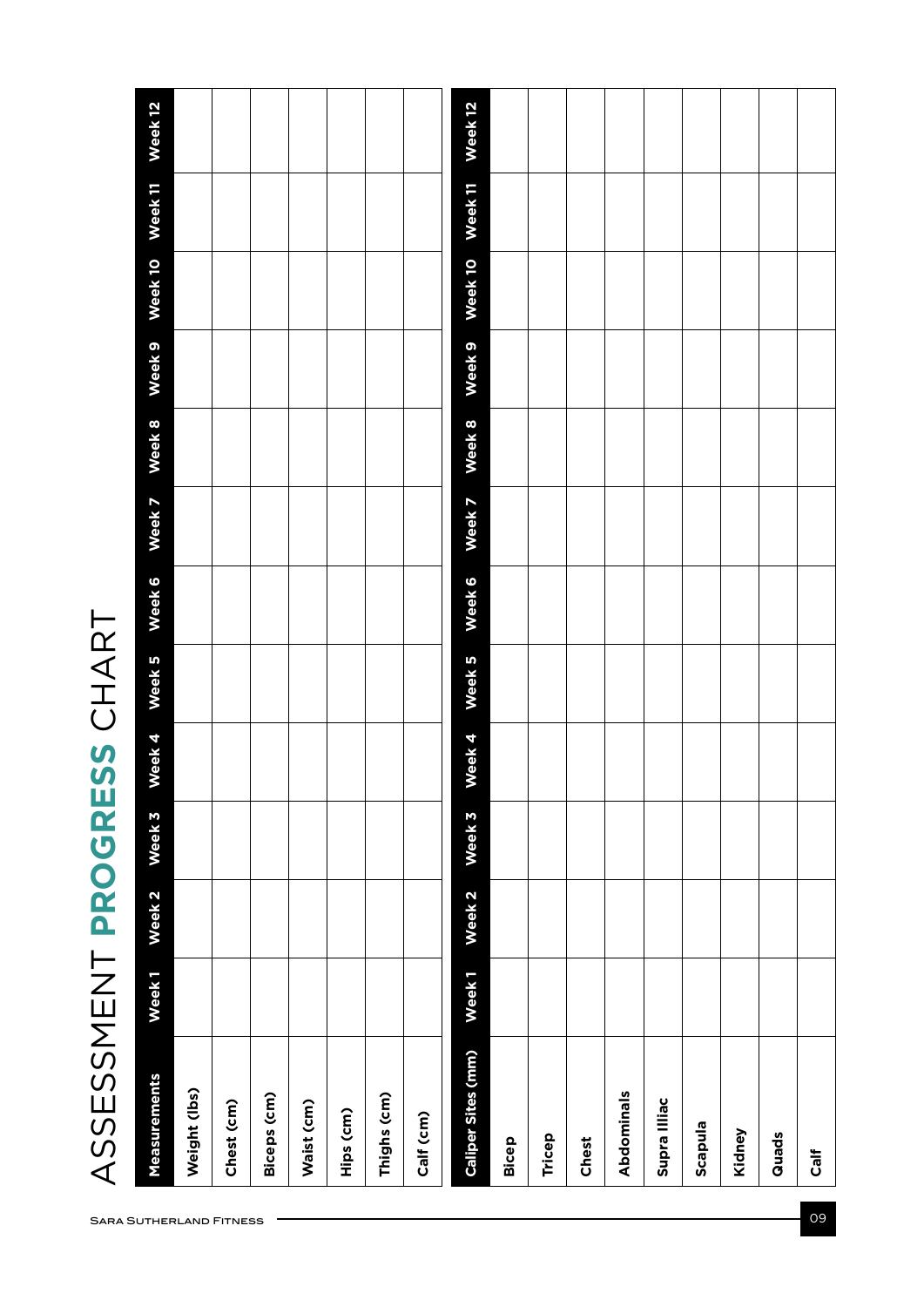# ASSESSMENT **PROGRESS** CHART

| Measurements | Week 1 | Week 2 | Week 3 | Week 4 | Week 5 | Week 6 | Week 7 | Week 8 | Week 9 | Week 10 | Week 11 | Week 12 |
|---|---|---|---|---|---|---|---|---|---|---|---|---|
| Weight (lbs) | | | | | | | | | | | | |
| Chest (cm) | | | | | | | | | | | | |
| Biceps (cm) | | | | | | | | | | | | |
| Waist (cm) | | | | | | | | | | | | |
| Hips (cm) | | | | | | | | | | | | |
| Thighs (cm) | | | | | | | | | | | | |
| Calf (cm) | | | | | | | | | | | | |

| Caliper Sites (mm) | Week 1 | Week 2 | Week 3 | Week 4 | Week 5 | Week 6 | Week 7 | Week 8 | Week 9 | Week 10 | Week 11 | Week 12 |
|---|---|---|---|---|---|---|---|---|---|---|---|---|
| Bicep | | | | | | | | | | | | |
| Tricep | | | | | | | | | | | | |
| Chest | | | | | | | | | | | | |
| Abdominals | | | | | | | | | | | | |
| Supra Illiac | | | | | | | | | | | | |
| Scapula | | | | | | | | | | | | |
| Kidney | | | | | | | | | | | | |
| Quads | | | | | | | | | | | | |
| Calf | | | | | | | | | | | | |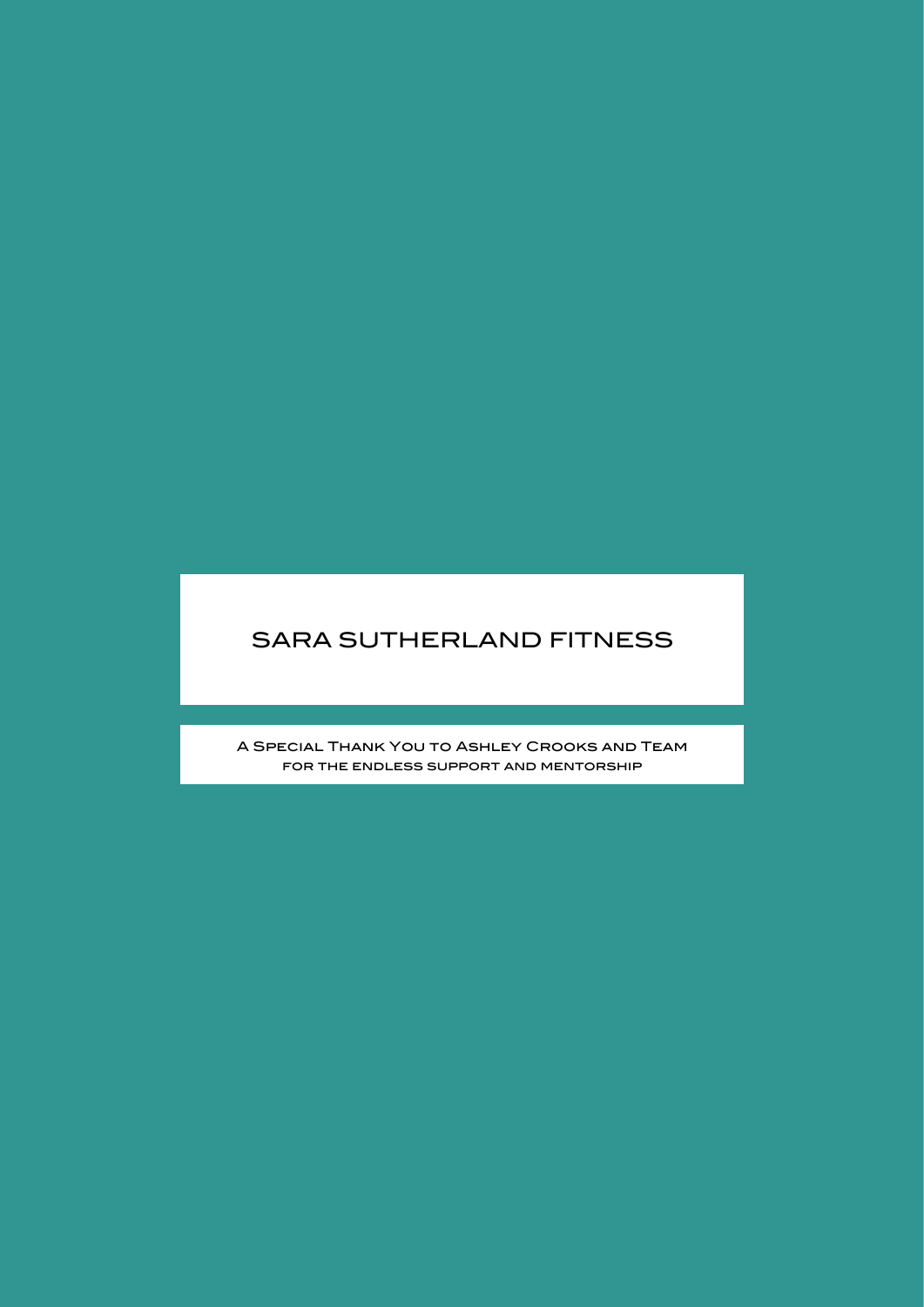# SARA SUTHERLAND FITNESS

A Special Thank You to Ashley Crooks and Team
for the endless support and mentorship